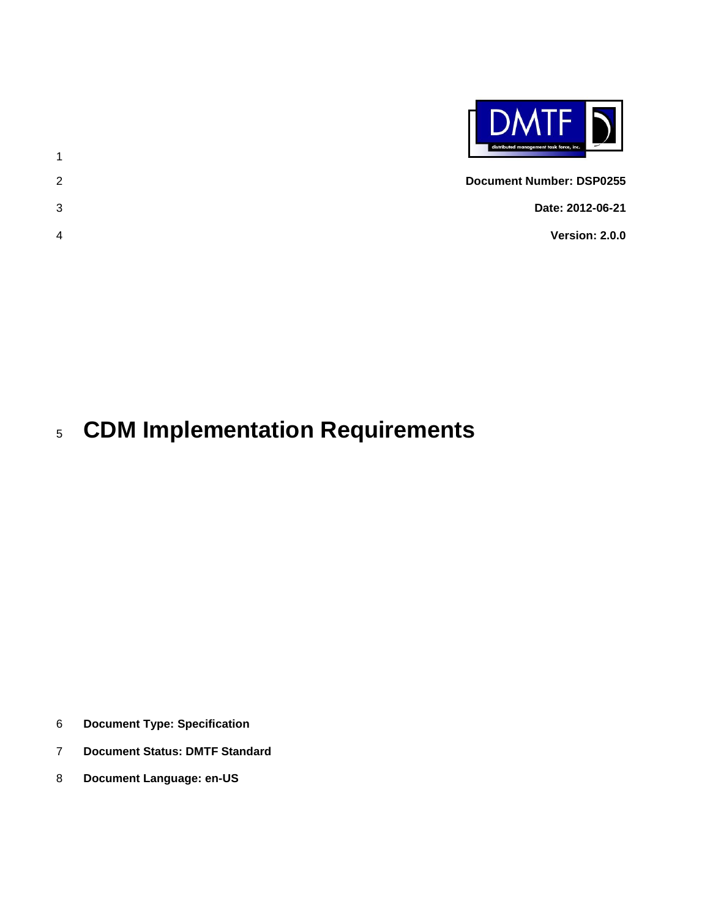**Document Number: DSP0255**

**Date: 2012-06-21**

**Version: 2.0.0**

# CDM Implementation Requirements

**Document Type: Specification**

**Document Status: DMTF Standard**

**Document Language: en-US**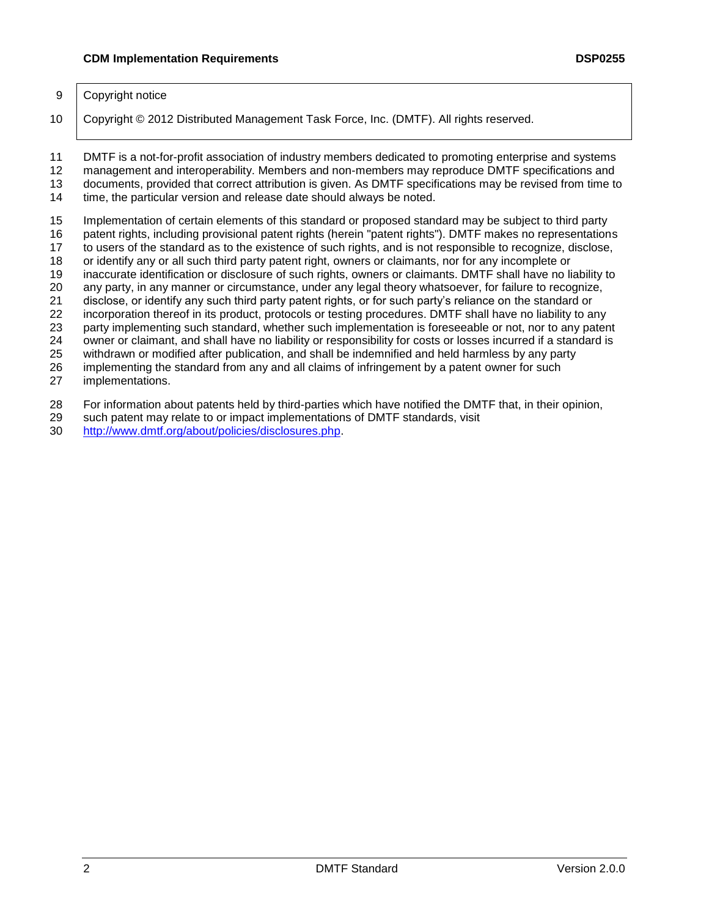Copyright notice

Copyright © 2012 Distributed Management Task Force, Inc. (DMTF). All rights reserved.

DMTF is a not-for-profit association of industry members dedicated to promoting enterprise and systems management and interoperability. Members and non-members may reproduce DMTF specifications and documents, provided that correct attribution is given. As DMTF specifications may be revised from time to time, the particular version and release date should always be noted.

Implementation of certain elements of this standard or proposed standard may be subject to third party patent rights, including provisional patent rights (herein "patent rights"). DMTF makes no representations to users of the standard as to the existence of such rights, and is not responsible to recognize, disclose, or identify any or all such third party patent right, owners or claimants, nor for any incomplete or inaccurate identification or disclosure of such rights, owners or claimants. DMTF shall have no liability to any party, in any manner or circumstance, under any legal theory whatsoever, for failure to recognize, disclose, or identify any such third party patent rights, or for such party's reliance on the standard or incorporation thereof in its product, protocols or testing procedures. DMTF shall have no liability to any party implementing such standard, whether such implementation is foreseeable or not, nor to any patent owner or claimant, and shall have no liability or responsibility for costs or losses incurred if a standard is withdrawn or modified after publication, and shall be indemnified and held harmless by any party implementing the standard from any and all claims of infringement by a patent owner for such implementations.

For information about patents held by third-parties which have notified the DMTF that, in their opinion, such patent may relate to or impact implementations of DMTF standards, visit http://www.dmtf.org/about/policies/disclosures.php.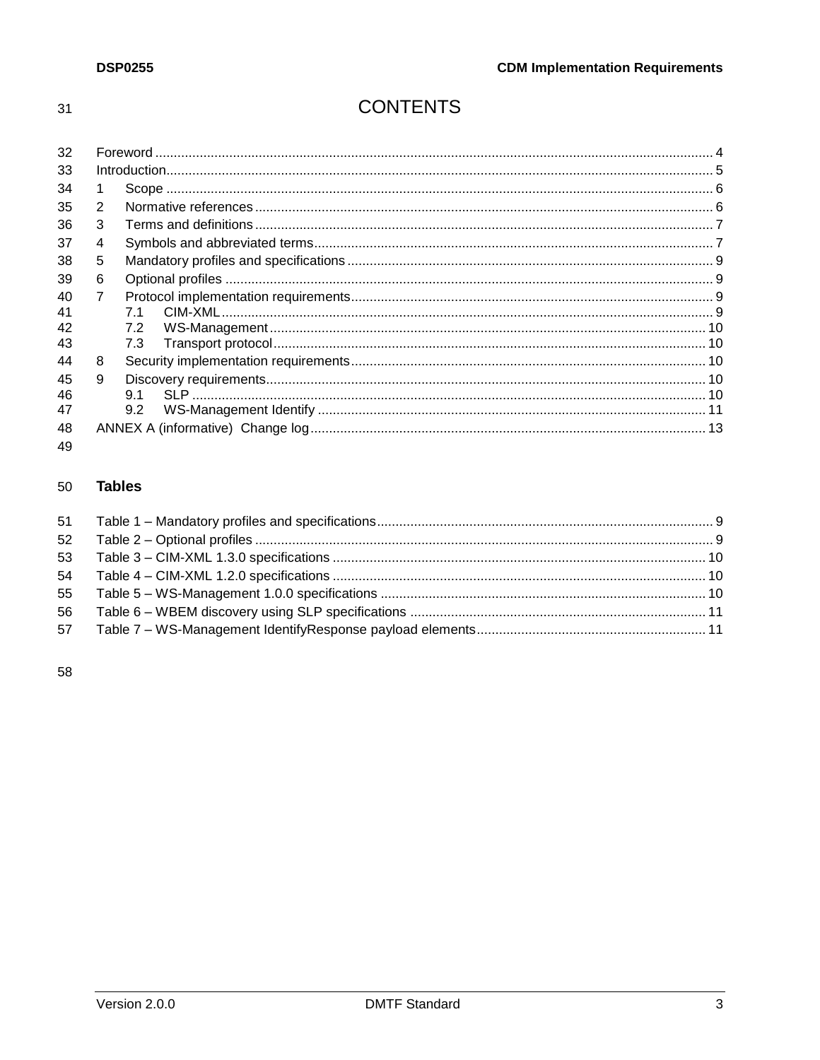# CONTENTS

Foreword ..................................................................... 4
Introduction ..................................................................... 5
1 Scope ..................................................................... 6
2 Normative references ..................................................................... 6
3 Terms and definitions ..................................................................... 7
4 Symbols and abbreviated terms ..................................................................... 7
5 Mandatory profiles and specifications ..................................................................... 9
6 Optional profiles ..................................................................... 9
7 Protocol implementation requirements ..................................................................... 9
   7.1 CIM-XML ..................................................................... 9
   7.2 WS-Management ..................................................................... 10
   7.3 Transport protocol ..................................................................... 10
8 Security implementation requirements ..................................................................... 10
9 Discovery requirements ..................................................................... 10
   9.1 SLP ..................................................................... 10
   9.2 WS-Management Identify ..................................................................... 11
ANNEX A (informative) Change log ..................................................................... 13

## Tables

Table 1 – Mandatory profiles and specifications ..................................................................... 9
Table 2 – Optional profiles ..................................................................... 9
Table 3 – CIM-XML 1.3.0 specifications ..................................................................... 10
Table 4 – CIM-XML 1.2.0 specifications ..................................................................... 10
Table 5 – WS-Management 1.0.0 specifications ..................................................................... 10
Table 6 – WBEM discovery using SLP specifications ..................................................................... 11
Table 7 – WS-Management IdentifyResponse payload elements ..................................................................... 11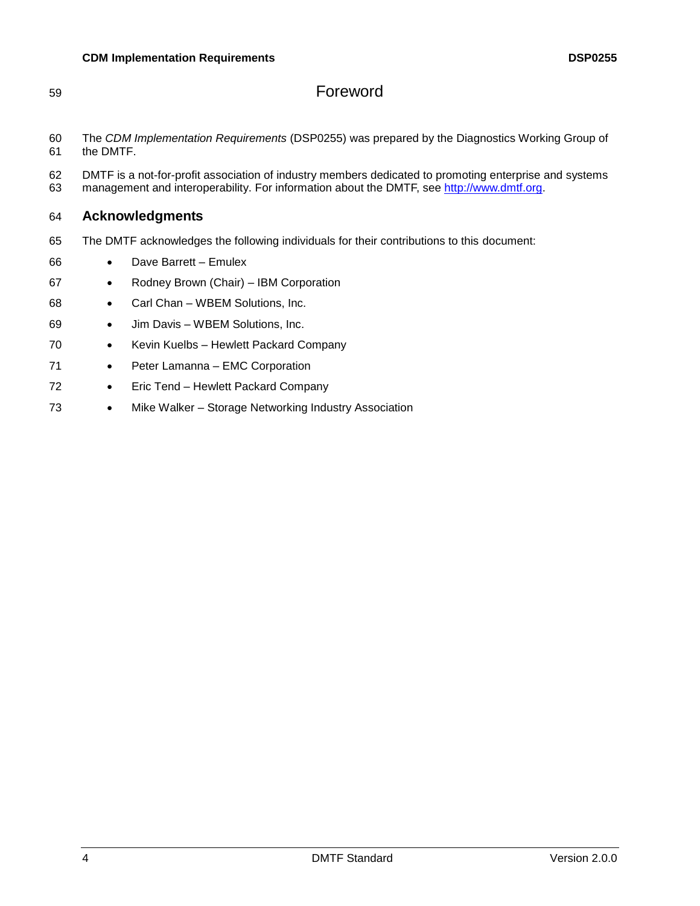# Foreword

The *CDM Implementation Requirements* (DSP0255) was prepared by the Diagnostics Working Group of the DMTF.

DMTF is a not-for-profit association of industry members dedicated to promoting enterprise and systems management and interoperability. For information about the DMTF, see http://www.dmtf.org.

## Acknowledgments

The DMTF acknowledges the following individuals for their contributions to this document:

- Dave Barrett – Emulex
- Rodney Brown (Chair) – IBM Corporation
- Carl Chan – WBEM Solutions, Inc.
- Jim Davis – WBEM Solutions, Inc.
- Kevin Kuelbs – Hewlett Packard Company
- Peter Lamanna – EMC Corporation
- Eric Tend – Hewlett Packard Company
- Mike Walker – Storage Networking Industry Association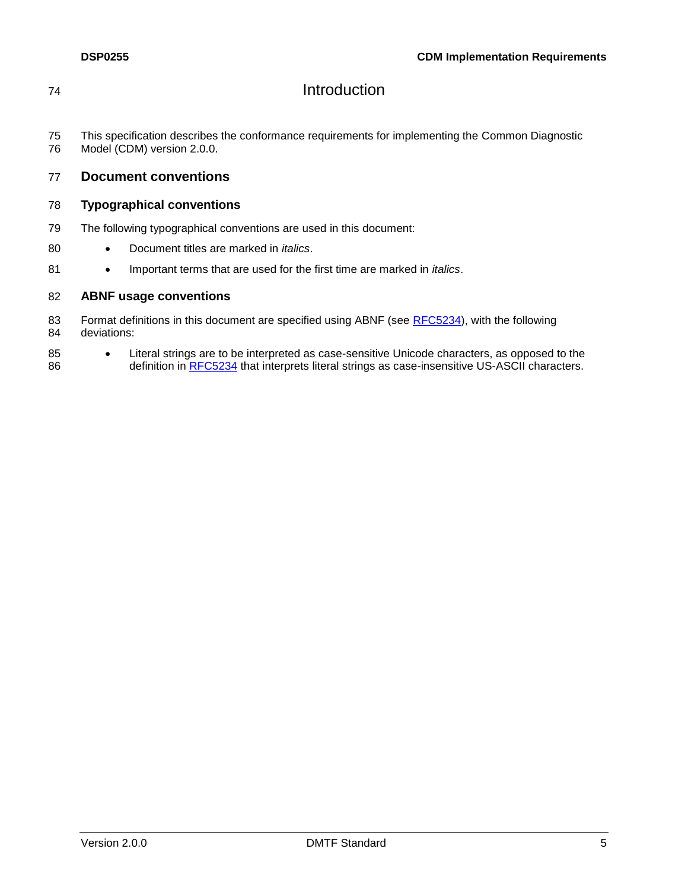# Introduction

This specification describes the conformance requirements for implementing the Common Diagnostic Model (CDM) version 2.0.0.

## Document conventions

### Typographical conventions

The following typographical conventions are used in this document:

- Document titles are marked in *italics*.
- Important terms that are used for the first time are marked in *italics*.

### ABNF usage conventions

Format definitions in this document are specified using ABNF (see RFC5234), with the following deviations:

- Literal strings are to be interpreted as case-sensitive Unicode characters, as opposed to the definition in RFC5234 that interprets literal strings as case-insensitive US-ASCII characters.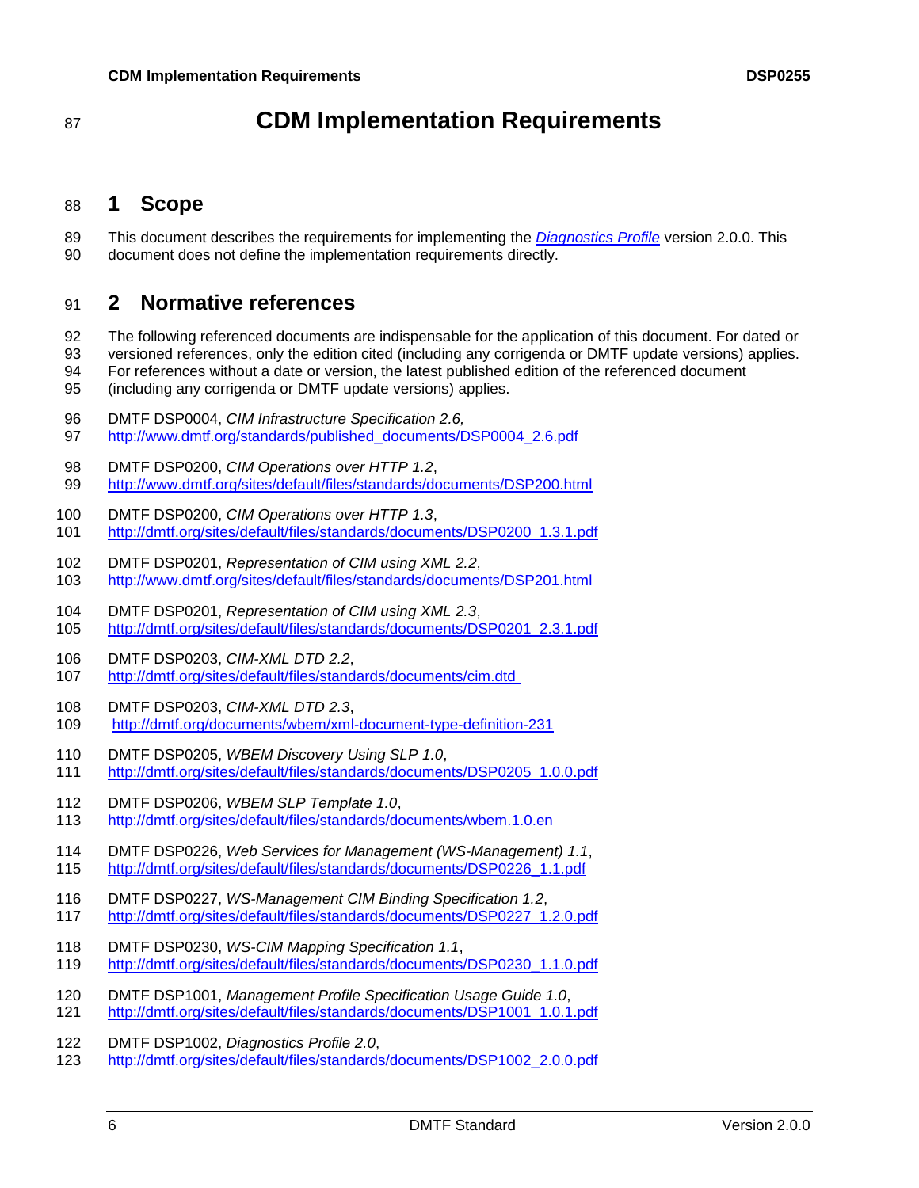# CDM Implementation Requirements

## 1 Scope

This document describes the requirements for implementing the *Diagnostics Profile* version 2.0.0. This document does not define the implementation requirements directly.

## 2 Normative references

The following referenced documents are indispensable for the application of this document. For dated or versioned references, only the edition cited (including any corrigenda or DMTF update versions) applies. For references without a date or version, the latest published edition of the referenced document (including any corrigenda or DMTF update versions) applies.

DMTF DSP0004, *CIM Infrastructure Specification 2.6,*
http://www.dmtf.org/standards/published_documents/DSP0004_2.6.pdf

DMTF DSP0200, *CIM Operations over HTTP 1.2*,
http://www.dmtf.org/sites/default/files/standards/documents/DSP200.html

DMTF DSP0200, *CIM Operations over HTTP 1.3*,
http://dmtf.org/sites/default/files/standards/documents/DSP0200_1.3.1.pdf

DMTF DSP0201, *Representation of CIM using XML 2.2*,
http://www.dmtf.org/sites/default/files/standards/documents/DSP201.html

DMTF DSP0201, *Representation of CIM using XML 2.3*,
http://dmtf.org/sites/default/files/standards/documents/DSP0201_2.3.1.pdf

DMTF DSP0203, *CIM-XML DTD 2.2*,
http://dmtf.org/sites/default/files/standards/documents/cim.dtd

DMTF DSP0203, *CIM-XML DTD 2.3*,
http://dmtf.org/documents/wbem/xml-document-type-definition-231

DMTF DSP0205, *WBEM Discovery Using SLP 1.0*,
http://dmtf.org/sites/default/files/standards/documents/DSP0205_1.0.0.pdf

DMTF DSP0206, *WBEM SLP Template 1.0*,
http://dmtf.org/sites/default/files/standards/documents/wbem.1.0.en

DMTF DSP0226, *Web Services for Management (WS-Management) 1.1*,
http://dmtf.org/sites/default/files/standards/documents/DSP0226_1.1.pdf

DMTF DSP0227, *WS-Management CIM Binding Specification 1.2*,
http://dmtf.org/sites/default/files/standards/documents/DSP0227_1.2.0.pdf

DMTF DSP0230, *WS-CIM Mapping Specification 1.1*,
http://dmtf.org/sites/default/files/standards/documents/DSP0230_1.1.0.pdf

DMTF DSP1001, *Management Profile Specification Usage Guide 1.0*,
http://dmtf.org/sites/default/files/standards/documents/DSP1001_1.0.1.pdf

DMTF DSP1002, *Diagnostics Profile 2.0*,
http://dmtf.org/sites/default/files/standards/documents/DSP1002_2.0.0.pdf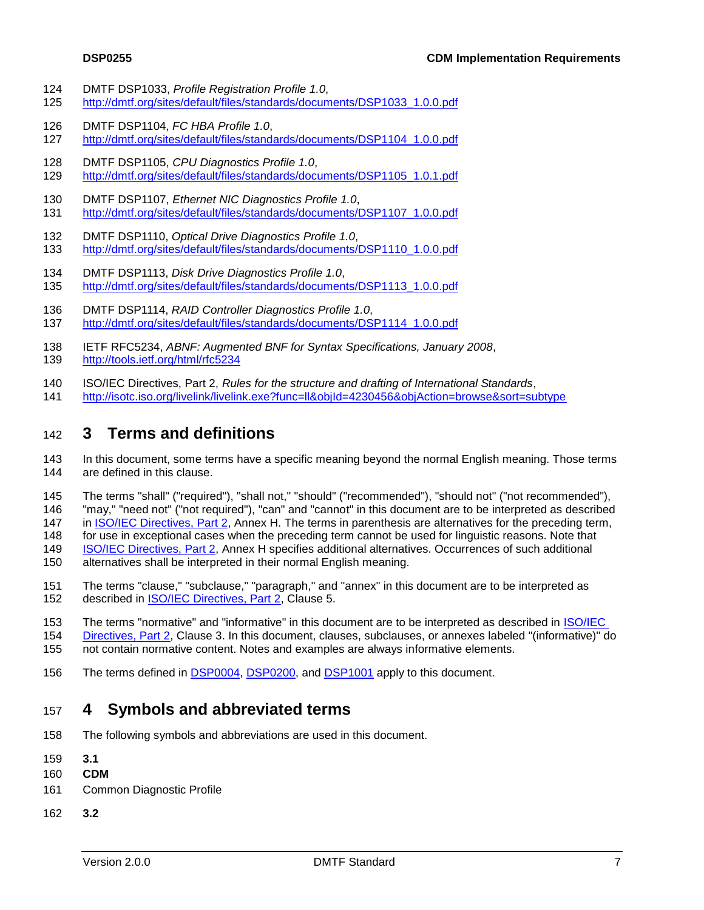DMTF DSP1033, *Profile Registration Profile 1.0*,
http://dmtf.org/sites/default/files/standards/documents/DSP1033_1.0.0.pdf

DMTF DSP1104, *FC HBA Profile 1.0*,
http://dmtf.org/sites/default/files/standards/documents/DSP1104_1.0.0.pdf

DMTF DSP1105, *CPU Diagnostics Profile 1.0*,
http://dmtf.org/sites/default/files/standards/documents/DSP1105_1.0.1.pdf

DMTF DSP1107, *Ethernet NIC Diagnostics Profile 1.0*,
http://dmtf.org/sites/default/files/standards/documents/DSP1107_1.0.0.pdf

DMTF DSP1110, *Optical Drive Diagnostics Profile 1.0*,
http://dmtf.org/sites/default/files/standards/documents/DSP1110_1.0.0.pdf

DMTF DSP1113, *Disk Drive Diagnostics Profile 1.0*,
http://dmtf.org/sites/default/files/standards/documents/DSP1113_1.0.0.pdf

DMTF DSP1114, *RAID Controller Diagnostics Profile 1.0*,
http://dmtf.org/sites/default/files/standards/documents/DSP1114_1.0.0.pdf

IETF RFC5234, *ABNF: Augmented BNF for Syntax Specifications, January 2008*,
http://tools.ietf.org/html/rfc5234

ISO/IEC Directives, Part 2, *Rules for the structure and drafting of International Standards*,
http://isotc.iso.org/livelink/livelink.exe?func=ll&objId=4230456&objAction=browse&sort=subtype

# 3 Terms and definitions

In this document, some terms have a specific meaning beyond the normal English meaning. Those terms are defined in this clause.

The terms "shall" ("required"), "shall not," "should" ("recommended"), "should not" ("not recommended"), "may," "need not" ("not required"), "can" and "cannot" in this document are to be interpreted as described in ISO/IEC Directives, Part 2, Annex H. The terms in parenthesis are alternatives for the preceding term, for use in exceptional cases when the preceding term cannot be used for linguistic reasons. Note that ISO/IEC Directives, Part 2, Annex H specifies additional alternatives. Occurrences of such additional alternatives shall be interpreted in their normal English meaning.

The terms "clause," "subclause," "paragraph," and "annex" in this document are to be interpreted as described in ISO/IEC Directives, Part 2, Clause 5.

The terms "normative" and "informative" in this document are to be interpreted as described in ISO/IEC Directives, Part 2, Clause 3. In this document, clauses, subclauses, or annexes labeled "(informative)" do not contain normative content. Notes and examples are always informative elements.

The terms defined in DSP0004, DSP0200, and DSP1001 apply to this document.

# 4 Symbols and abbreviated terms

The following symbols and abbreviations are used in this document.

**3.1**

**CDM**

Common Diagnostic Profile

**3.2**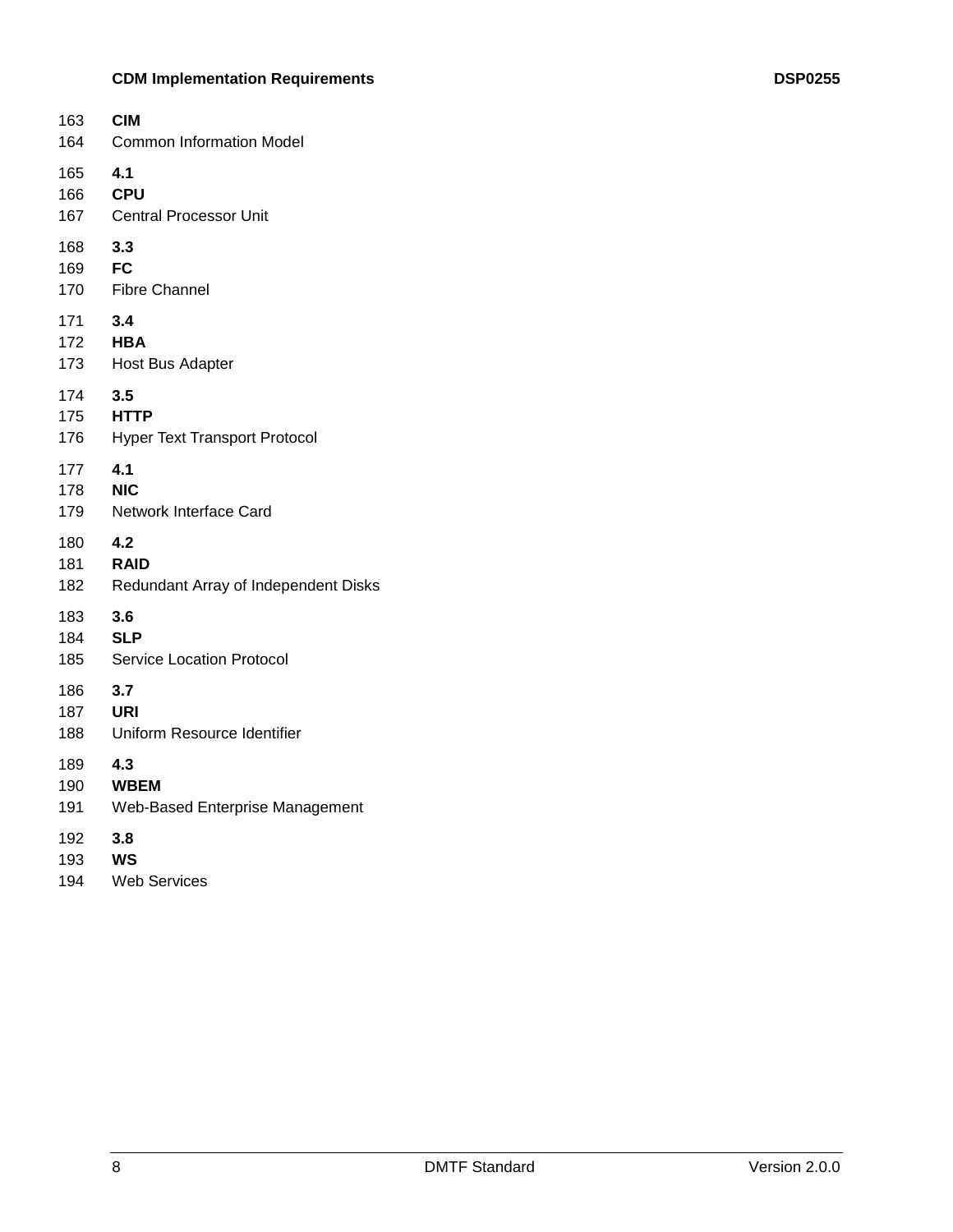**CIM**

Common Information Model

**4.1**

**CPU**

Central Processor Unit

**3.3**

**FC**

Fibre Channel

**3.4**

**HBA**

Host Bus Adapter

**3.5**

**HTTP**

Hyper Text Transport Protocol

**4.1**

**NIC**

Network Interface Card

**4.2**

**RAID**

Redundant Array of Independent Disks

**3.6**

**SLP**

Service Location Protocol

**3.7**

**URI**

Uniform Resource Identifier

**4.3**

**WBEM**

Web-Based Enterprise Management

**3.8**

**WS**

Web Services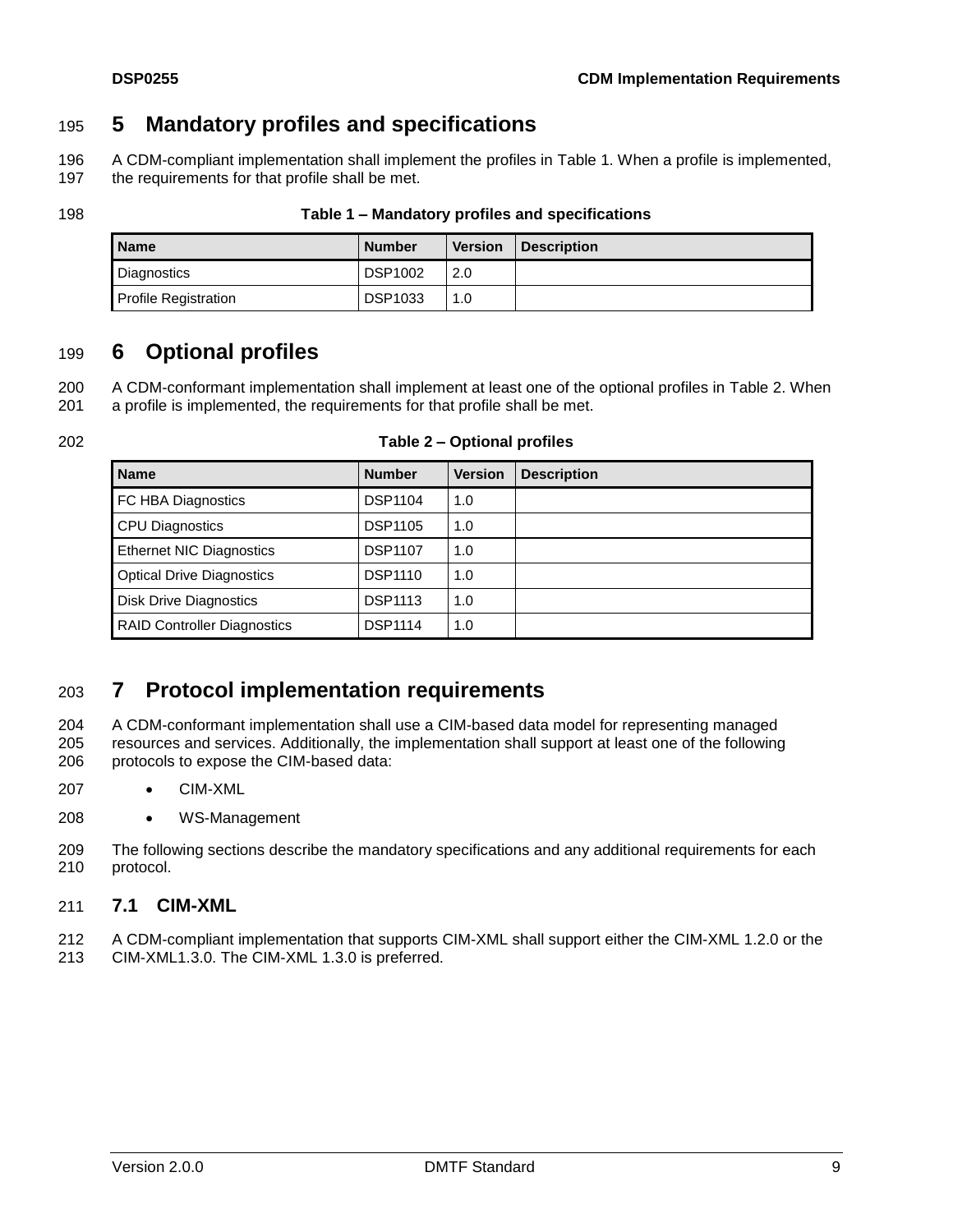# 5 Mandatory profiles and specifications

A CDM-compliant implementation shall implement the profiles in Table 1. When a profile is implemented, the requirements for that profile shall be met.

**Table 1 – Mandatory profiles and specifications**

| Name | Number | Version | Description |
| --- | --- | --- | --- |
| Diagnostics | DSP1002 | 2.0 | |
| Profile Registration | DSP1033 | 1.0 | |

# 6 Optional profiles

A CDM-conformant implementation shall implement at least one of the optional profiles in Table 2. When a profile is implemented, the requirements for that profile shall be met.

**Table 2 – Optional profiles**

| Name | Number | Version | Description |
| --- | --- | --- | --- |
| FC HBA Diagnostics | DSP1104 | 1.0 | |
| CPU Diagnostics | DSP1105 | 1.0 | |
| Ethernet NIC Diagnostics | DSP1107 | 1.0 | |
| Optical Drive Diagnostics | DSP1110 | 1.0 | |
| Disk Drive Diagnostics | DSP1113 | 1.0 | |
| RAID Controller Diagnostics | DSP1114 | 1.0 | |

# 7 Protocol implementation requirements

A CDM-conformant implementation shall use a CIM-based data model for representing managed resources and services. Additionally, the implementation shall support at least one of the following protocols to expose the CIM-based data:

- CIM-XML
- WS-Management

The following sections describe the mandatory specifications and any additional requirements for each protocol.

## 7.1 CIM-XML

A CDM-compliant implementation that supports CIM-XML shall support either the CIM-XML 1.2.0 or the CIM-XML1.3.0. The CIM-XML 1.3.0 is preferred.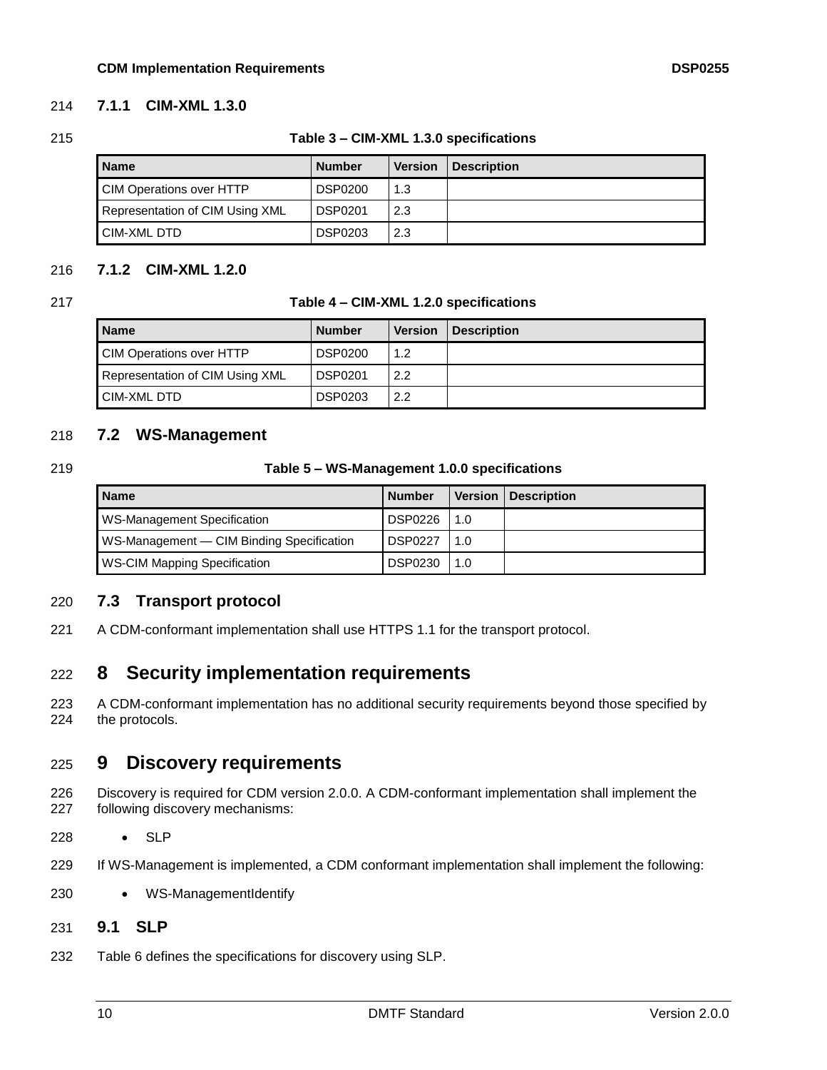### 7.1.1 CIM-XML 1.3.0

**Table 3 – CIM-XML 1.3.0 specifications**

| Name | Number | Version | Description |
|---|---|---|---|
| CIM Operations over HTTP | DSP0200 | 1.3 | |
| Representation of CIM Using XML | DSP0201 | 2.3 | |
| CIM-XML DTD | DSP0203 | 2.3 | |

### 7.1.2 CIM-XML 1.2.0

**Table 4 – CIM-XML 1.2.0 specifications**

| Name | Number | Version | Description |
|---|---|---|---|
| CIM Operations over HTTP | DSP0200 | 1.2 | |
| Representation of CIM Using XML | DSP0201 | 2.2 | |
| CIM-XML DTD | DSP0203 | 2.2 | |

## 7.2 WS-Management

**Table 5 – WS-Management 1.0.0 specifications**

| Name | Number | Version | Description |
|---|---|---|---|
| WS-Management Specification | DSP0226 | 1.0 | |
| WS-Management — CIM Binding Specification | DSP0227 | 1.0 | |
| WS-CIM Mapping Specification | DSP0230 | 1.0 | |

## 7.3 Transport protocol

A CDM-conformant implementation shall use HTTPS 1.1 for the transport protocol.

# 8 Security implementation requirements

A CDM-conformant implementation has no additional security requirements beyond those specified by the protocols.

# 9 Discovery requirements

Discovery is required for CDM version 2.0.0. A CDM-conformant implementation shall implement the following discovery mechanisms:

- SLP

If WS-Management is implemented, a CDM conformant implementation shall implement the following:

- WS-ManagementIdentify

## 9.1 SLP

Table 6 defines the specifications for discovery using SLP.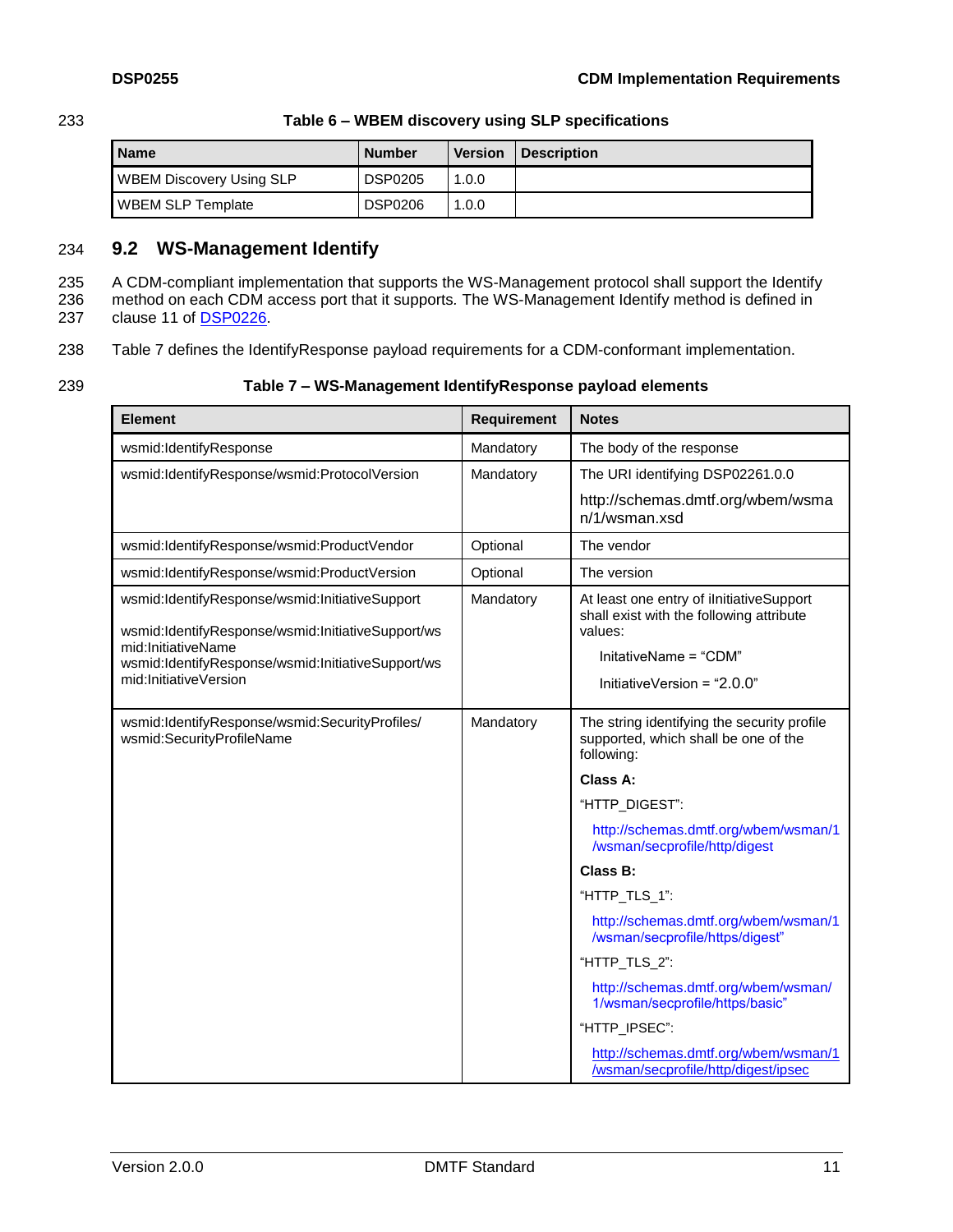Table 6 – WBEM discovery using SLP specifications

| Name | Number | Version | Description |
|---|---|---|---|
| WBEM Discovery Using SLP | DSP0205 | 1.0.0 | |
| WBEM SLP Template | DSP0206 | 1.0.0 | |

## 9.2 WS-Management Identify

A CDM-compliant implementation that supports the WS-Management protocol shall support the Identify method on each CDM access port that it supports. The WS-Management Identify method is defined in clause 11 of DSP0226.

Table 7 defines the IdentifyResponse payload requirements for a CDM-conformant implementation.

Table 7 – WS-Management IdentifyResponse payload elements

| Element | Requirement | Notes |
|---|---|---|
| wsmid:IdentifyResponse | Mandatory | The body of the response |
| wsmid:IdentifyResponse/wsmid:ProtocolVersion | Mandatory | The URI identifying DSP02261.0.0<br><br>http://schemas.dmtf.org/wbem/wsman/1/wsman.xsd |
| wsmid:IdentifyResponse/wsmid:ProductVendor | Optional | The vendor |
| wsmid:IdentifyResponse/wsmid:ProductVersion | Optional | The version |
| wsmid:IdentifyResponse/wsmid:InitiativeSupport<br><br>wsmid:IdentifyResponse/wsmid:InitiativeSupport/wsmid:InitiativeName<br>wsmid:IdentifyResponse/wsmid:InitiativeSupport/wsmid:InitiativeVersion | Mandatory | At least one entry of iInitiativeSupport shall exist with the following attribute values:<br><br>InitativeName = “CDM”<br><br>InitiativeVersion = “2.0.0” |
| wsmid:IdentifyResponse/wsmid:SecurityProfiles/wsmid:SecurityProfileName | Mandatory | The string identifying the security profile supported, which shall be one of the following:<br><br>**Class A:**<br><br>“HTTP_DIGEST”:<br><br>http://schemas.dmtf.org/wbem/wsman/1/wsman/secprofile/http/digest<br><br>**Class B:**<br><br>“HTTP_TLS_1”:<br><br>http://schemas.dmtf.org/wbem/wsman/1/wsman/secprofile/https/digest”<br><br>“HTTP_TLS_2”:<br><br>http://schemas.dmtf.org/wbem/wsman/1/wsman/secprofile/https/basic”<br><br>“HTTP_IPSEC”:<br><br>http://schemas.dmtf.org/wbem/wsman/1/wsman/secprofile/http/digest/ipsec |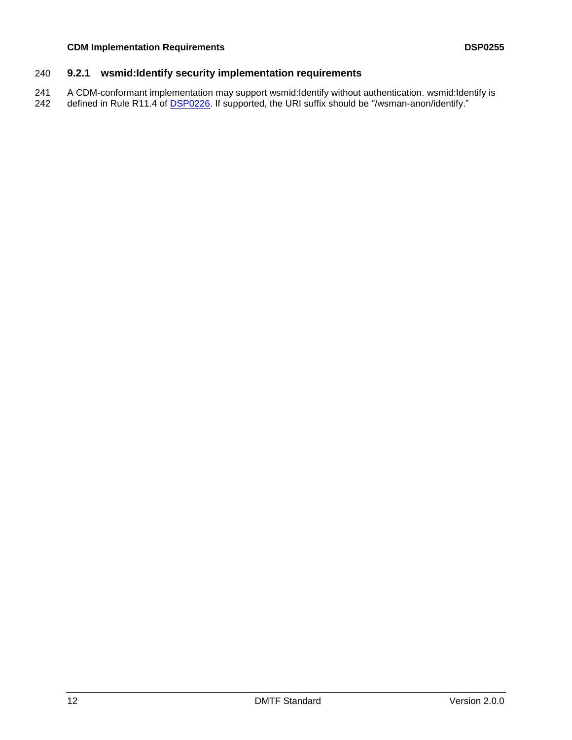### 9.2.1 wsmid:Identify security implementation requirements

A CDM-conformant implementation may support wsmid:Identify without authentication. wsmid:Identify is defined in Rule R11.4 of DSP0226. If supported, the URI suffix should be "/wsman-anon/identify."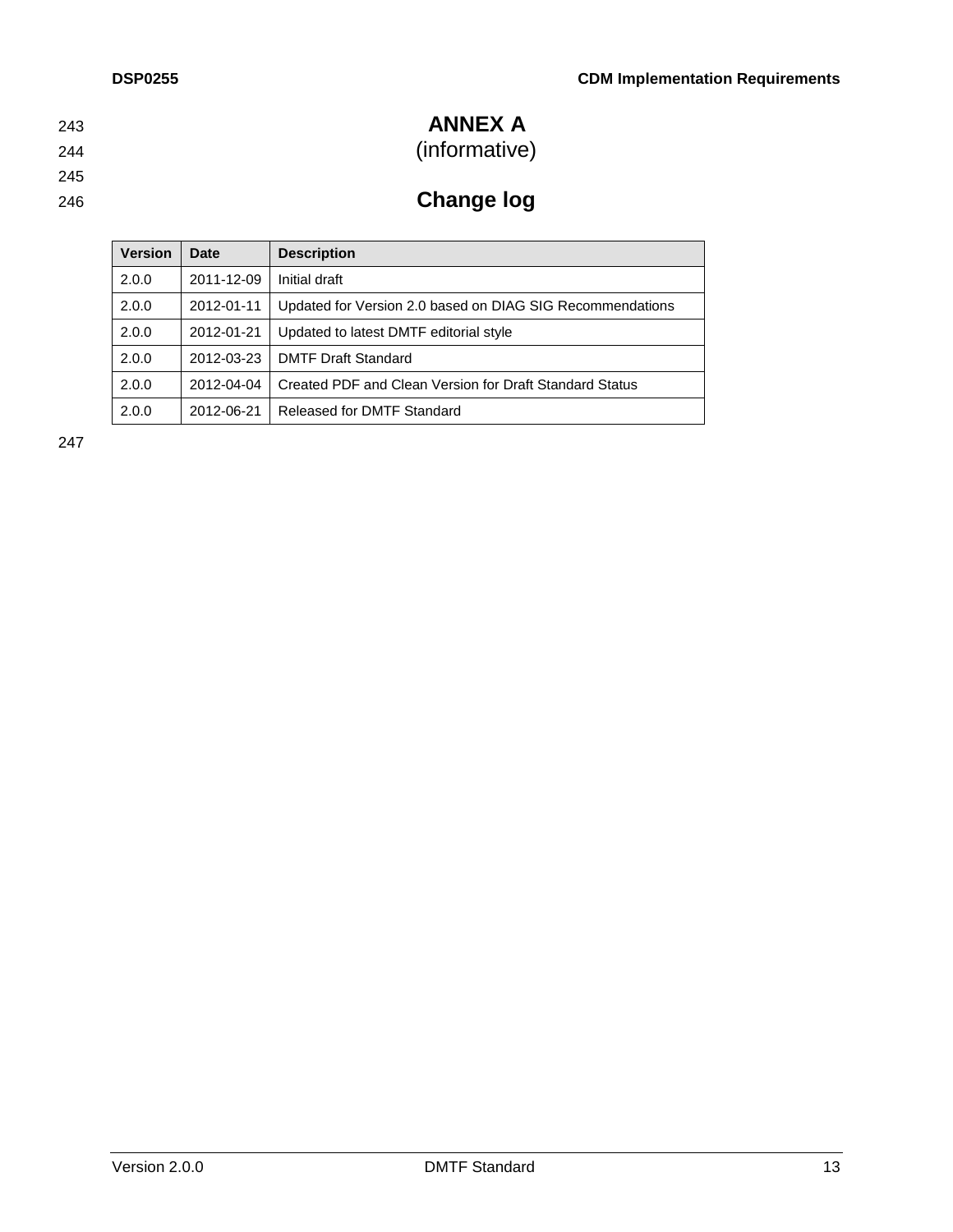# ANNEX A
(informative)

# Change log

| Version | Date | Description |
|---|---|---|
| 2.0.0 | 2011-12-09 | Initial draft |
| 2.0.0 | 2012-01-11 | Updated for Version 2.0 based on DIAG SIG Recommendations |
| 2.0.0 | 2012-01-21 | Updated to latest DMTF editorial style |
| 2.0.0 | 2012-03-23 | DMTF Draft Standard |
| 2.0.0 | 2012-04-04 | Created PDF and Clean Version for Draft Standard Status |
| 2.0.0 | 2012-06-21 | Released for DMTF Standard |